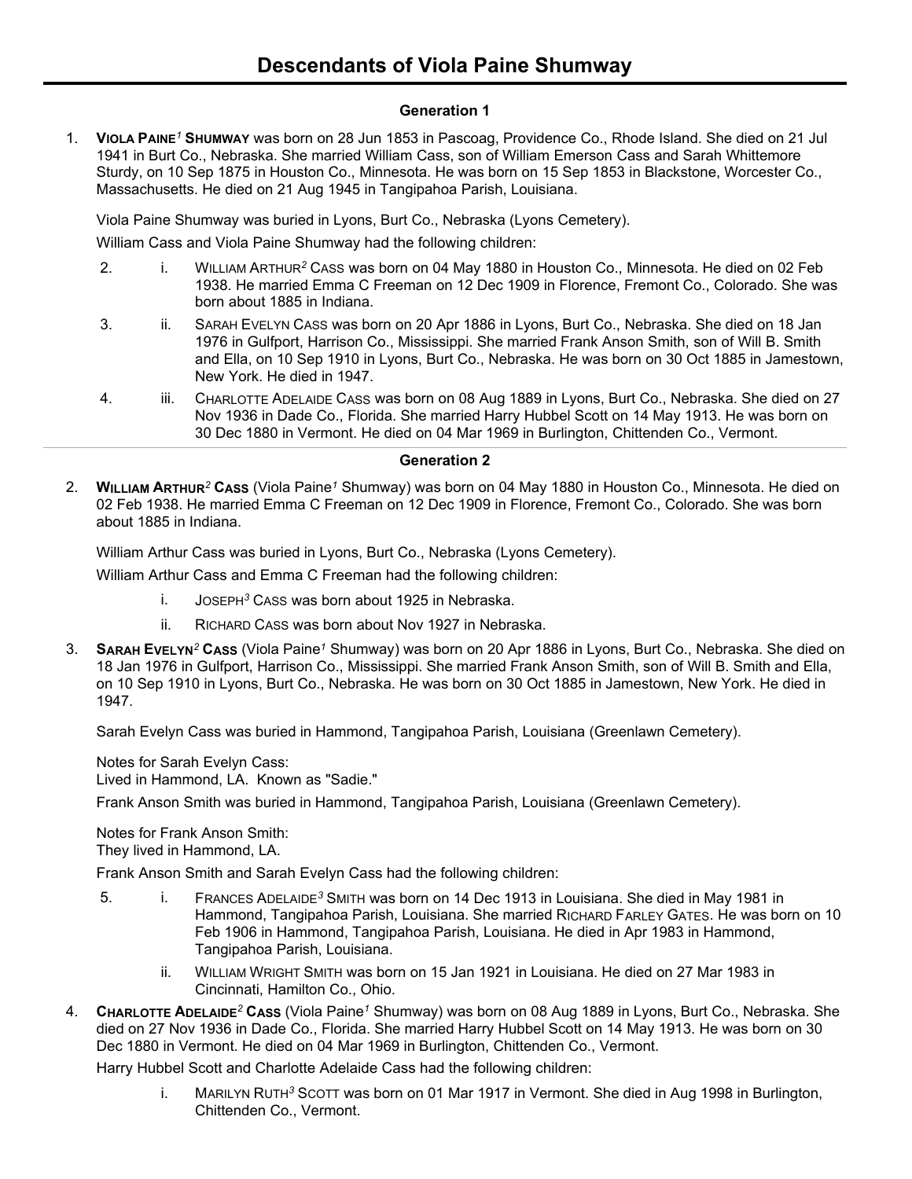# Descendants of Viola Paine Shumway

### Generation 1

1. **VIOLA PAINE[1] SHUMWAY** was born on 28 Jun 1853 in Pascoag, Providence Co., Rhode Island. She died on 21 Jul 1941 in Burt Co., Nebraska. She married William Cass, son of William Emerson Cass and Sarah Whittemore Sturdy, on 10 Sep 1875 in Houston Co., Minnesota. He was born on 15 Sep 1853 in Blackstone, Worcester Co., Massachusetts. He died on 21 Aug 1945 in Tangipahoa Parish, Louisiana.

   Viola Paine Shumway was buried in Lyons, Burt Co., Nebraska (Lyons Cemetery).

   William Cass and Viola Paine Shumway had the following children:

   2. i. WILLIAM ARTHUR[2] CASS was born on 04 May 1880 in Houston Co., Minnesota. He died on 02 Feb 1938. He married Emma C Freeman on 12 Dec 1909 in Florence, Fremont Co., Colorado. She was born about 1885 in Indiana.
   3. ii. SARAH EVELYN CASS was born on 20 Apr 1886 in Lyons, Burt Co., Nebraska. She died on 18 Jan 1976 in Gulfport, Harrison Co., Mississippi. She married Frank Anson Smith, son of Will B. Smith and Ella, on 10 Sep 1910 in Lyons, Burt Co., Nebraska. He was born on 30 Oct 1885 in Jamestown, New York. He died in 1947.
   4. iii. CHARLOTTE ADELAIDE CASS was born on 08 Aug 1889 in Lyons, Burt Co., Nebraska. She died on 27 Nov 1936 in Dade Co., Florida. She married Harry Hubbel Scott on 14 May 1913. He was born on 30 Dec 1880 in Vermont. He died on 04 Mar 1969 in Burlington, Chittenden Co., Vermont.

---

### Generation 2

2. **WILLIAM ARTHUR[2] CASS** (Viola Paine[1] Shumway) was born on 04 May 1880 in Houston Co., Minnesota. He died on 02 Feb 1938. He married Emma C Freeman on 12 Dec 1909 in Florence, Fremont Co., Colorado. She was born about 1885 in Indiana.

   William Arthur Cass was buried in Lyons, Burt Co., Nebraska (Lyons Cemetery).

   William Arthur Cass and Emma C Freeman had the following children:

   i. JOSEPH[3] CASS was born about 1925 in Nebraska.

   ii. RICHARD CASS was born about Nov 1927 in Nebraska.

3. **SARAH EVELYN[2] CASS** (Viola Paine[1] Shumway) was born on 20 Apr 1886 in Lyons, Burt Co., Nebraska. She died on 18 Jan 1976 in Gulfport, Harrison Co., Mississippi. She married Frank Anson Smith, son of Will B. Smith and Ella, on 10 Sep 1910 in Lyons, Burt Co., Nebraska. He was born on 30 Oct 1885 in Jamestown, New York. He died in 1947.

   Sarah Evelyn Cass was buried in Hammond, Tangipahoa Parish, Louisiana (Greenlawn Cemetery).

   Notes for Sarah Evelyn Cass:
   Lived in Hammond, LA. Known as "Sadie."

   Frank Anson Smith was buried in Hammond, Tangipahoa Parish, Louisiana (Greenlawn Cemetery).

   Notes for Frank Anson Smith:
   They lived in Hammond, LA.

   Frank Anson Smith and Sarah Evelyn Cass had the following children:

   5. i. FRANCES ADELAIDE[3] SMITH was born on 14 Dec 1913 in Louisiana. She died in May 1981 in Hammond, Tangipahoa Parish, Louisiana. She married RICHARD FARLEY GATES. He was born on 10 Feb 1906 in Hammond, Tangipahoa Parish, Louisiana. He died in Apr 1983 in Hammond, Tangipahoa Parish, Louisiana.

   ii. WILLIAM WRIGHT SMITH was born on 15 Jan 1921 in Louisiana. He died on 27 Mar 1983 in Cincinnati, Hamilton Co., Ohio.

4. **CHARLOTTE ADELAIDE[2] CASS** (Viola Paine[1] Shumway) was born on 08 Aug 1889 in Lyons, Burt Co., Nebraska. She died on 27 Nov 1936 in Dade Co., Florida. She married Harry Hubbel Scott on 14 May 1913. He was born on 30 Dec 1880 in Vermont. He died on 04 Mar 1969 in Burlington, Chittenden Co., Vermont.

   Harry Hubbel Scott and Charlotte Adelaide Cass had the following children:

   i. MARILYN RUTH[3] SCOTT was born on 01 Mar 1917 in Vermont. She died in Aug 1998 in Burlington, Chittenden Co., Vermont.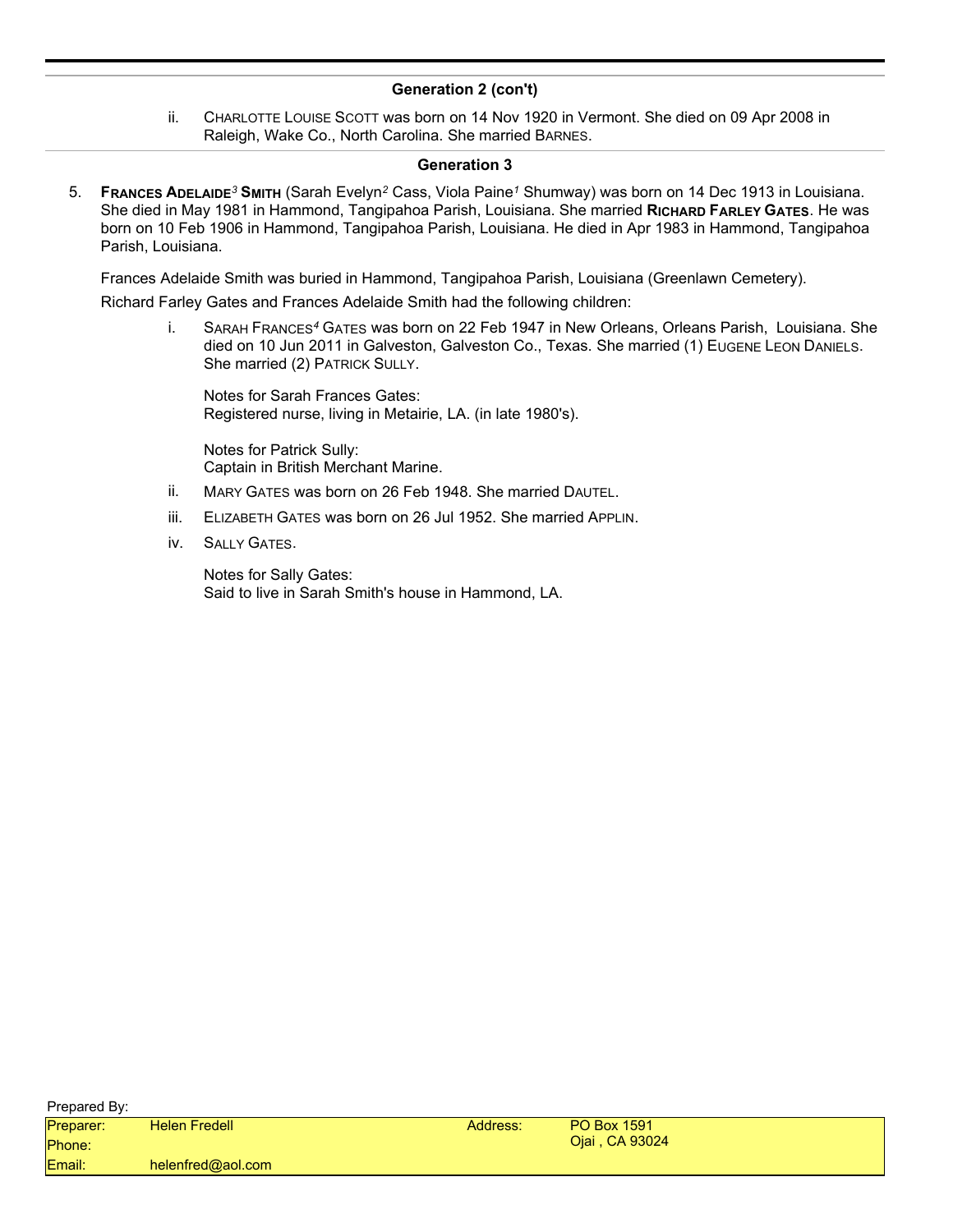## Generation 2 (con't)

ii. CHARLOTTE LOUISE SCOTT was born on 14 Nov 1920 in Vermont. She died on 09 Apr 2008 in Raleigh, Wake Co., North Carolina. She married BARNES.

## Generation 3

5. **FRANCES ADELAIDE**[3] **SMITH** (Sarah Evelyn[2] Cass, Viola Paine[1] Shumway) was born on 14 Dec 1913 in Louisiana. She died in May 1981 in Hammond, Tangipahoa Parish, Louisiana. She married **RICHARD FARLEY GATES**. He was born on 10 Feb 1906 in Hammond, Tangipahoa Parish, Louisiana. He died in Apr 1983 in Hammond, Tangipahoa Parish, Louisiana.

Frances Adelaide Smith was buried in Hammond, Tangipahoa Parish, Louisiana (Greenlawn Cemetery).

Richard Farley Gates and Frances Adelaide Smith had the following children:

i. SARAH FRANCES[4] GATES was born on 22 Feb 1947 in New Orleans, Orleans Parish, Louisiana. She died on 10 Jun 2011 in Galveston, Galveston Co., Texas. She married (1) EUGENE LEON DANIELS. She married (2) PATRICK SULLY.

Notes for Sarah Frances Gates:
Registered nurse, living in Metairie, LA. (in late 1980's).

Notes for Patrick Sully:
Captain in British Merchant Marine.

ii. MARY GATES was born on 26 Feb 1948. She married DAUTEL.

iii. ELIZABETH GATES was born on 26 Jul 1952. She married APPLIN.

iv. SALLY GATES.

Notes for Sally Gates:
Said to live in Sarah Smith's house in Hammond, LA.

Prepared By:

| | | | |
|---|---|---|---|
| Preparer: | Helen Fredell | Address: | PO Box 1591 |
| Phone: | | | Ojai , CA 93024 |
| Email: | helenfred@aol.com | | |